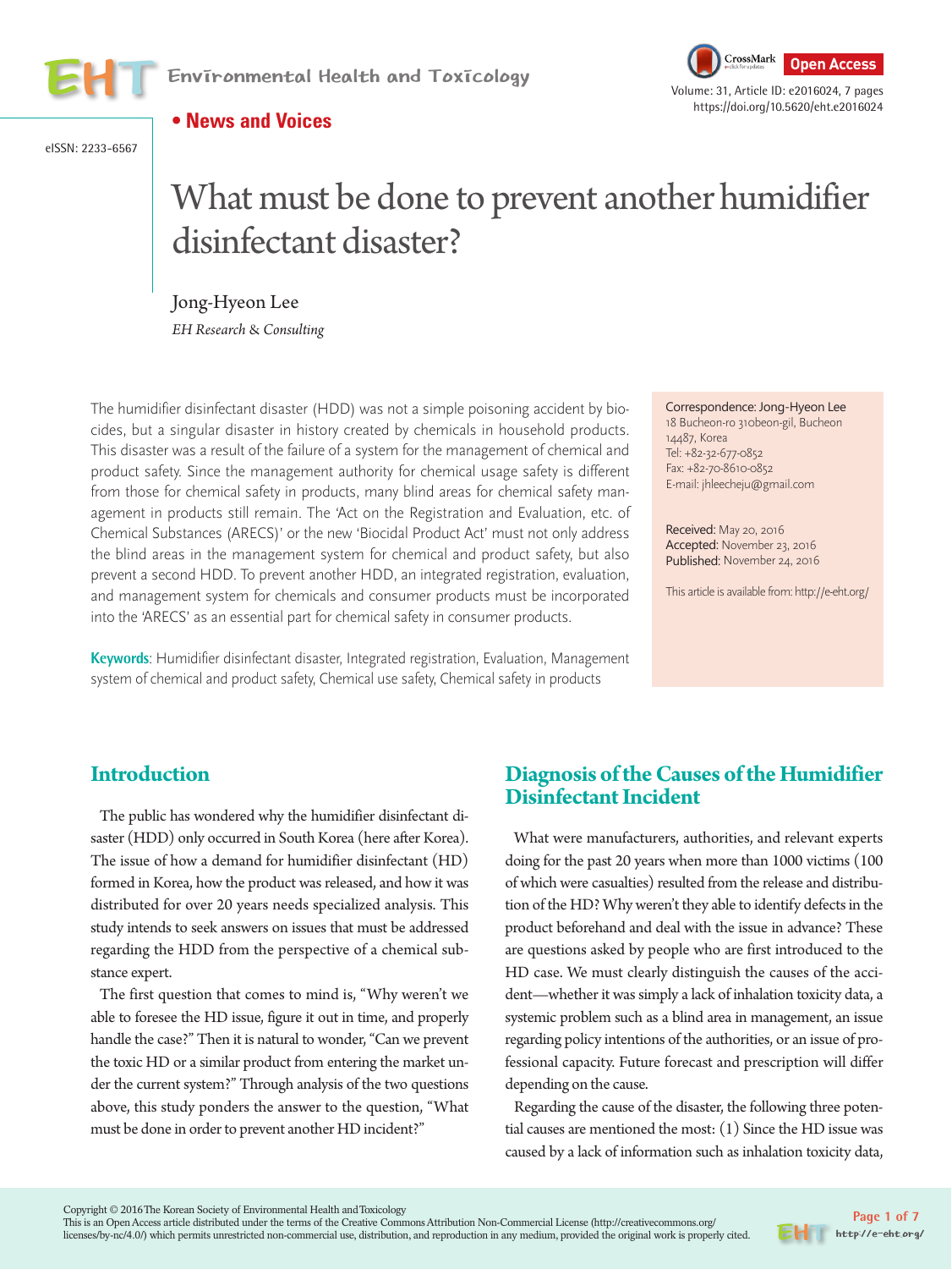**• News and Voices**

eISSN: 2233-6567

# What must be done to prevent another humidifier disinfectant disaster?

Jong-Hyeon Lee

*EH Research & Consulting*

The humidifier disinfectant disaster (HDD) was not a simple poisoning accident by biocides, but a singular disaster in history created by chemicals in household products. This disaster was a result of the failure of a system for the management of chemical and product safety. Since the management authority for chemical usage safety is different from those for chemical safety in products, many blind areas for chemical safety management in products still remain. The 'Act on the Registration and Evaluation, etc. of Chemical Substances (ARECS)' or the new 'Biocidal Product Act' must not only address the blind areas in the management system for chemical and product safety, but also prevent a second HDD. To prevent another HDD, an integrated registration, evaluation, and management system for chemicals and consumer products must be incorporated into the 'ARECS' as an essential part for chemical safety in consumer products.

**Keywords**: Humidifier disinfectant disaster, Integrated registration, Evaluation, Management system of chemical and product safety, Chemical use safety, Chemical safety in products

Correspondence: Jong-Hyeon Lee
18 Bucheon-ro 310beon-gil, Bucheon 14487, Korea
Tel: +82-32-677-0852
Fax: +82-70-8610-0852
E-mail: jhleecheju@gmail.com

Received: May 20, 2016
Accepted: November 23, 2016
Published: November 24, 2016

This article is available from: http://e-eht.org/

## Introduction

The public has wondered why the humidifier disinfectant disaster (HDD) only occurred in South Korea (here after Korea). The issue of how a demand for humidifier disinfectant (HD) formed in Korea, how the product was released, and how it was distributed for over 20 years needs specialized analysis. This study intends to seek answers on issues that must be addressed regarding the HDD from the perspective of a chemical substance expert.

The first question that comes to mind is, "Why weren't we able to foresee the HD issue, figure it out in time, and properly handle the case?" Then it is natural to wonder, "Can we prevent the toxic HD or a similar product from entering the market under the current system?" Through analysis of the two questions above, this study ponders the answer to the question, "What must be done in order to prevent another HD incident?"

## Diagnosis of the Causes of the Humidifier Disinfectant Incident

What were manufacturers, authorities, and relevant experts doing for the past 20 years when more than 1000 victims (100 of which were casualties) resulted from the release and distribution of the HD? Why weren't they able to identify defects in the product beforehand and deal with the issue in advance? These are questions asked by people who are first introduced to the HD case. We must clearly distinguish the causes of the accident—whether it was simply a lack of inhalation toxicity data, a systemic problem such as a blind area in management, an issue regarding policy intentions of the authorities, or an issue of professional capacity. Future forecast and prescription will differ depending on the cause.

Regarding the cause of the disaster, the following three potential causes are mentioned the most: (1) Since the HD issue was caused by a lack of information such as inhalation toxicity data,

Copyright © 2016 The Korean Society of Environmental Health and Toxicology
This is an Open Access article distributed under the terms of the Creative Commons Attribution Non-Commercial License (http://creativecommons.org/licenses/by-nc/4.0/) which permits unrestricted non-commercial use, distribution, and reproduction in any medium, provided the original work is properly cited.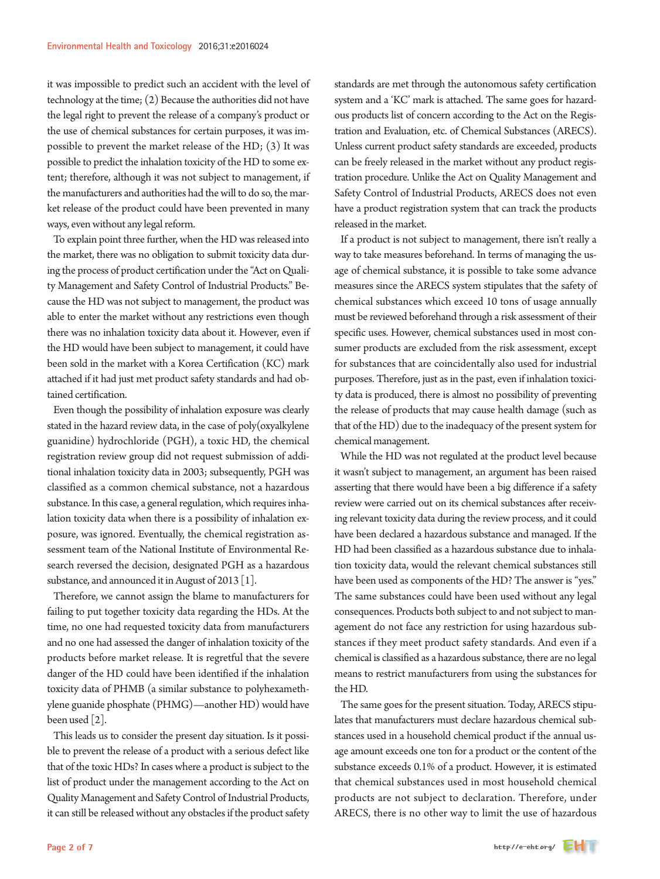it was impossible to predict such an accident with the level of technology at the time; (2) Because the authorities did not have the legal right to prevent the release of a company's product or the use of chemical substances for certain purposes, it was impossible to prevent the market release of the HD; (3) It was possible to predict the inhalation toxicity of the HD to some extent; therefore, although it was not subject to management, if the manufacturers and authorities had the will to do so, the market release of the product could have been prevented in many ways, even without any legal reform.

To explain point three further, when the HD was released into the market, there was no obligation to submit toxicity data during the process of product certification under the "Act on Quality Management and Safety Control of Industrial Products." Because the HD was not subject to management, the product was able to enter the market without any restrictions even though there was no inhalation toxicity data about it. However, even if the HD would have been subject to management, it could have been sold in the market with a Korea Certification (KC) mark attached if it had just met product safety standards and had obtained certification.

Even though the possibility of inhalation exposure was clearly stated in the hazard review data, in the case of poly(oxyalkylene guanidine) hydrochloride (PGH), a toxic HD, the chemical registration review group did not request submission of additional inhalation toxicity data in 2003; subsequently, PGH was classified as a common chemical substance, not a hazardous substance. In this case, a general regulation, which requires inhalation toxicity data when there is a possibility of inhalation exposure, was ignored. Eventually, the chemical registration assessment team of the National Institute of Environmental Research reversed the decision, designated PGH as a hazardous substance, and announced it in August of 2013 [1].

Therefore, we cannot assign the blame to manufacturers for failing to put together toxicity data regarding the HDs. At the time, no one had requested toxicity data from manufacturers and no one had assessed the danger of inhalation toxicity of the products before market release. It is regretful that the severe danger of the HD could have been identified if the inhalation toxicity data of PHMB (a similar substance to polyhexamethylene guanide phosphate (PHMG)—another HD) would have been used [2].

This leads us to consider the present day situation. Is it possible to prevent the release of a product with a serious defect like that of the toxic HDs? In cases where a product is subject to the list of product under the management according to the Act on Quality Management and Safety Control of Industrial Products, it can still be released without any obstacles if the product safety standards are met through the autonomous safety certification system and a 'KC' mark is attached. The same goes for hazardous products list of concern according to the Act on the Registration and Evaluation, etc. of Chemical Substances (ARECS). Unless current product safety standards are exceeded, products can be freely released in the market without any product registration procedure. Unlike the Act on Quality Management and Safety Control of Industrial Products, ARECS does not even have a product registration system that can track the products released in the market.

If a product is not subject to management, there isn't really a way to take measures beforehand. In terms of managing the usage of chemical substance, it is possible to take some advance measures since the ARECS system stipulates that the safety of chemical substances which exceed 10 tons of usage annually must be reviewed beforehand through a risk assessment of their specific uses. However, chemical substances used in most consumer products are excluded from the risk assessment, except for substances that are coincidentally also used for industrial purposes. Therefore, just as in the past, even if inhalation toxicity data is produced, there is almost no possibility of preventing the release of products that may cause health damage (such as that of the HD) due to the inadequacy of the present system for chemical management.

While the HD was not regulated at the product level because it wasn't subject to management, an argument has been raised asserting that there would have been a big difference if a safety review were carried out on its chemical substances after receiving relevant toxicity data during the review process, and it could have been declared a hazardous substance and managed. If the HD had been classified as a hazardous substance due to inhalation toxicity data, would the relevant chemical substances still have been used as components of the HD? The answer is "yes." The same substances could have been used without any legal consequences. Products both subject to and not subject to management do not face any restriction for using hazardous substances if they meet product safety standards. And even if a chemical is classified as a hazardous substance, there are no legal means to restrict manufacturers from using the substances for the HD.

The same goes for the present situation. Today, ARECS stipulates that manufacturers must declare hazardous chemical substances used in a household chemical product if the annual usage amount exceeds one ton for a product or the content of the substance exceeds 0.1% of a product. However, it is estimated that chemical substances used in most household chemical products are not subject to declaration. Therefore, under ARECS, there is no other way to limit the use of hazardous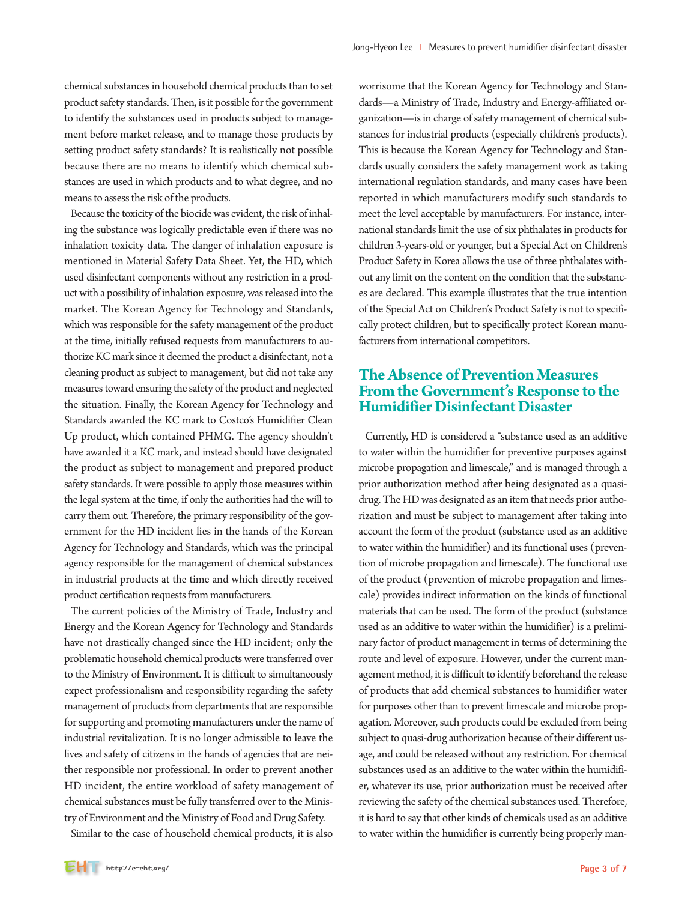chemical substances in household chemical products than to set product safety standards. Then, is it possible for the government to identify the substances used in products subject to management before market release, and to manage those products by setting product safety standards? It is realistically not possible because there are no means to identify which chemical substances are used in which products and to what degree, and no means to assess the risk of the products.

Because the toxicity of the biocide was evident, the risk of inhaling the substance was logically predictable even if there was no inhalation toxicity data. The danger of inhalation exposure is mentioned in Material Safety Data Sheet. Yet, the HD, which used disinfectant components without any restriction in a product with a possibility of inhalation exposure, was released into the market. The Korean Agency for Technology and Standards, which was responsible for the safety management of the product at the time, initially refused requests from manufacturers to authorize KC mark since it deemed the product a disinfectant, not a cleaning product as subject to management, but did not take any measures toward ensuring the safety of the product and neglected the situation. Finally, the Korean Agency for Technology and Standards awarded the KC mark to Costco's Humidifier Clean Up product, which contained PHMG. The agency shouldn't have awarded it a KC mark, and instead should have designated the product as subject to management and prepared product safety standards. It were possible to apply those measures within the legal system at the time, if only the authorities had the will to carry them out. Therefore, the primary responsibility of the government for the HD incident lies in the hands of the Korean Agency for Technology and Standards, which was the principal agency responsible for the management of chemical substances in industrial products at the time and which directly received product certification requests from manufacturers.

The current policies of the Ministry of Trade, Industry and Energy and the Korean Agency for Technology and Standards have not drastically changed since the HD incident; only the problematic household chemical products were transferred over to the Ministry of Environment. It is difficult to simultaneously expect professionalism and responsibility regarding the safety management of products from departments that are responsible for supporting and promoting manufacturers under the name of industrial revitalization. It is no longer admissible to leave the lives and safety of citizens in the hands of agencies that are neither responsible nor professional. In order to prevent another HD incident, the entire workload of safety management of chemical substances must be fully transferred over to the Ministry of Environment and the Ministry of Food and Drug Safety.

Similar to the case of household chemical products, it is also worrisome that the Korean Agency for Technology and Standards—a Ministry of Trade, Industry and Energy-affiliated organization—is in charge of safety management of chemical substances for industrial products (especially children's products). This is because the Korean Agency for Technology and Standards usually considers the safety management work as taking international regulation standards, and many cases have been reported in which manufacturers modify such standards to meet the level acceptable by manufacturers. For instance, international standards limit the use of six phthalates in products for children 3-years-old or younger, but a Special Act on Children's Product Safety in Korea allows the use of three phthalates without any limit on the content on the condition that the substances are declared. This example illustrates that the true intention of the Special Act on Children's Product Safety is not to specifically protect children, but to specifically protect Korean manufacturers from international competitors.

## The Absence of Prevention Measures From the Government's Response to the Humidifier Disinfectant Disaster

Currently, HD is considered a "substance used as an additive to water within the humidifier for preventive purposes against microbe propagation and limescale," and is managed through a prior authorization method after being designated as a quasi-drug. The HD was designated as an item that needs prior authorization and must be subject to management after taking into account the form of the product (substance used as an additive to water within the humidifier) and its functional uses (prevention of microbe propagation and limescale). The functional use of the product (prevention of microbe propagation and limescale) provides indirect information on the kinds of functional materials that can be used. The form of the product (substance used as an additive to water within the humidifier) is a preliminary factor of product management in terms of determining the route and level of exposure. However, under the current management method, it is difficult to identify beforehand the release of products that add chemical substances to humidifier water for purposes other than to prevent limescale and microbe propagation. Moreover, such products could be excluded from being subject to quasi-drug authorization because of their different usage, and could be released without any restriction. For chemical substances used as an additive to the water within the humidifier, whatever its use, prior authorization must be received after reviewing the safety of the chemical substances used. Therefore, it is hard to say that other kinds of chemicals used as an additive to water within the humidifier is currently being properly man-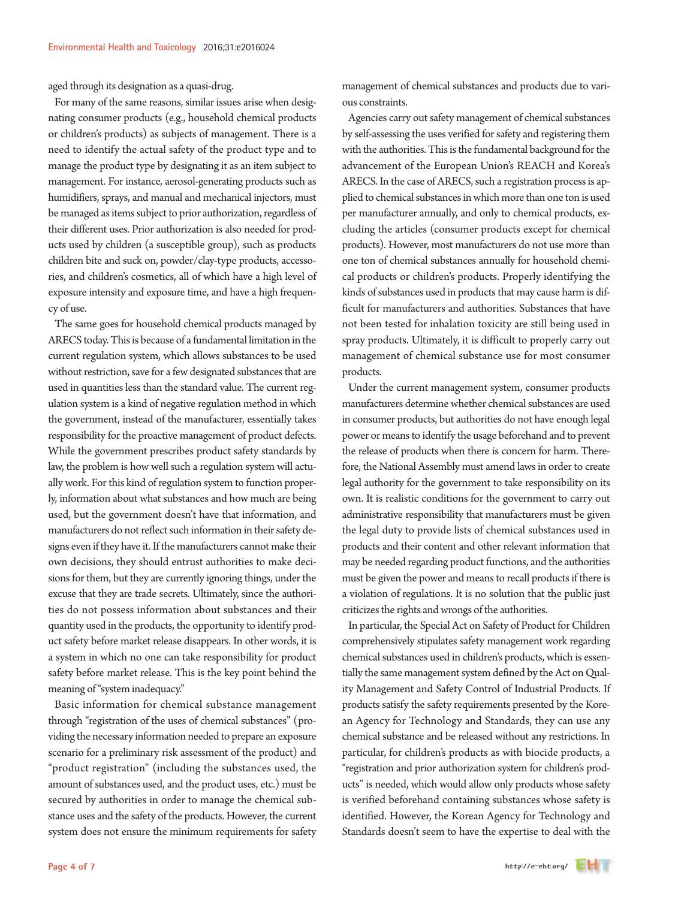aged through its designation as a quasi-drug.

For many of the same reasons, similar issues arise when designating consumer products (e.g., household chemical products or children's products) as subjects of management. There is a need to identify the actual safety of the product type and to manage the product type by designating it as an item subject to management. For instance, aerosol-generating products such as humidifiers, sprays, and manual and mechanical injectors, must be managed as items subject to prior authorization, regardless of their different uses. Prior authorization is also needed for products used by children (a susceptible group), such as products children bite and suck on, powder/clay-type products, accessories, and children's cosmetics, all of which have a high level of exposure intensity and exposure time, and have a high frequency of use.

The same goes for household chemical products managed by ARECS today. This is because of a fundamental limitation in the current regulation system, which allows substances to be used without restriction, save for a few designated substances that are used in quantities less than the standard value. The current regulation system is a kind of negative regulation method in which the government, instead of the manufacturer, essentially takes responsibility for the proactive management of product defects. While the government prescribes product safety standards by law, the problem is how well such a regulation system will actually work. For this kind of regulation system to function properly, information about what substances and how much are being used, but the government doesn't have that information, and manufacturers do not reflect such information in their safety designs even if they have it. If the manufacturers cannot make their own decisions, they should entrust authorities to make decisions for them, but they are currently ignoring things, under the excuse that they are trade secrets. Ultimately, since the authorities do not possess information about substances and their quantity used in the products, the opportunity to identify product safety before market release disappears. In other words, it is a system in which no one can take responsibility for product safety before market release. This is the key point behind the meaning of "system inadequacy."

Basic information for chemical substance management through "registration of the uses of chemical substances" (providing the necessary information needed to prepare an exposure scenario for a preliminary risk assessment of the product) and "product registration" (including the substances used, the amount of substances used, and the product uses, etc.) must be secured by authorities in order to manage the chemical substance uses and the safety of the products. However, the current system does not ensure the minimum requirements for safety management of chemical substances and products due to various constraints.

Agencies carry out safety management of chemical substances by self-assessing the uses verified for safety and registering them with the authorities. This is the fundamental background for the advancement of the European Union's REACH and Korea's ARECS. In the case of ARECS, such a registration process is applied to chemical substances in which more than one ton is used per manufacturer annually, and only to chemical products, excluding the articles (consumer products except for chemical products). However, most manufacturers do not use more than one ton of chemical substances annually for household chemical products or children's products. Properly identifying the kinds of substances used in products that may cause harm is difficult for manufacturers and authorities. Substances that have not been tested for inhalation toxicity are still being used in spray products. Ultimately, it is difficult to properly carry out management of chemical substance use for most consumer products.

Under the current management system, consumer products manufacturers determine whether chemical substances are used in consumer products, but authorities do not have enough legal power or means to identify the usage beforehand and to prevent the release of products when there is concern for harm. Therefore, the National Assembly must amend laws in order to create legal authority for the government to take responsibility on its own. It is realistic conditions for the government to carry out administrative responsibility that manufacturers must be given the legal duty to provide lists of chemical substances used in products and their content and other relevant information that may be needed regarding product functions, and the authorities must be given the power and means to recall products if there is a violation of regulations. It is no solution that the public just criticizes the rights and wrongs of the authorities.

In particular, the Special Act on Safety of Product for Children comprehensively stipulates safety management work regarding chemical substances used in children's products, which is essentially the same management system defined by the Act on Quality Management and Safety Control of Industrial Products. If products satisfy the safety requirements presented by the Korean Agency for Technology and Standards, they can use any chemical substance and be released without any restrictions. In particular, for children's products as with biocide products, a "registration and prior authorization system for children's products" is needed, which would allow only products whose safety is verified beforehand containing substances whose safety is identified. However, the Korean Agency for Technology and Standards doesn't seem to have the expertise to deal with the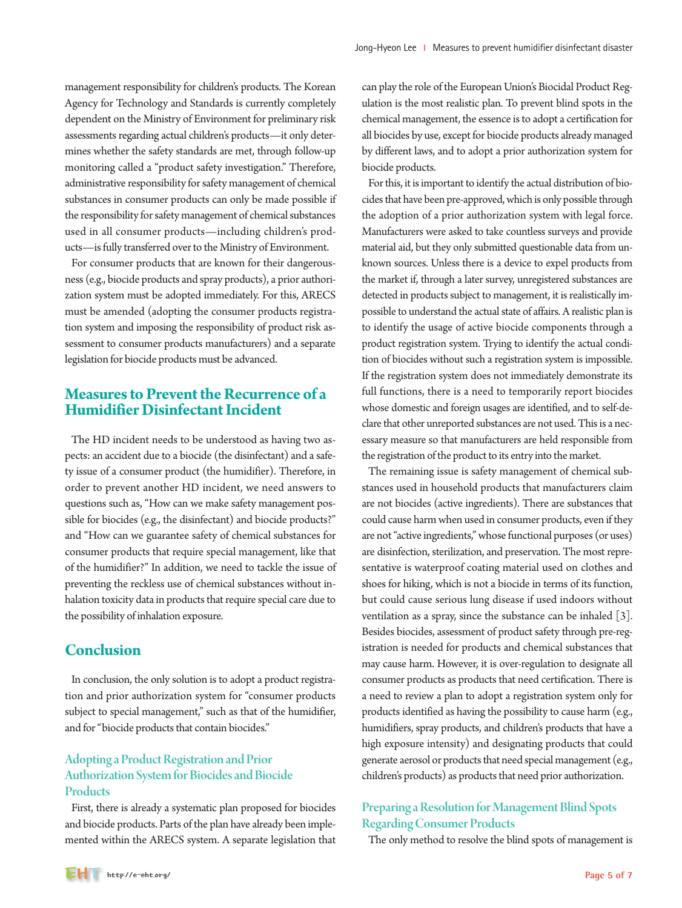management responsibility for children's products. The Korean Agency for Technology and Standards is currently completely dependent on the Ministry of Environment for preliminary risk assessments regarding actual children's products—it only determines whether the safety standards are met, through follow-up monitoring called a "product safety investigation." Therefore, administrative responsibility for safety management of chemical substances in consumer products can only be made possible if the responsibility for safety management of chemical substances used in all consumer products—including children's products—is fully transferred over to the Ministry of Environment.

For consumer products that are known for their dangerousness (e.g., biocide products and spray products), a prior authorization system must be adopted immediately. For this, ARECS must be amended (adopting the consumer products registration system and imposing the responsibility of product risk assessment to consumer products manufacturers) and a separate legislation for biocide products must be advanced.

## Measures to Prevent the Recurrence of a Humidifier Disinfectant Incident

The HD incident needs to be understood as having two aspects: an accident due to a biocide (the disinfectant) and a safety issue of a consumer product (the humidifier). Therefore, in order to prevent another HD incident, we need answers to questions such as, "How can we make safety management possible for biocides (e.g., the disinfectant) and biocide products?" and "How can we guarantee safety of chemical substances for consumer products that require special management, like that of the humidifier?" In addition, we need to tackle the issue of preventing the reckless use of chemical substances without inhalation toxicity data in products that require special care due to the possibility of inhalation exposure.

## Conclusion

In conclusion, the only solution is to adopt a product registration and prior authorization system for "consumer products subject to special management," such as that of the humidifier, and for "biocide products that contain biocides."

### Adopting a Product Registration and Prior Authorization System for Biocides and Biocide Products

First, there is already a systematic plan proposed for biocides and biocide products. Parts of the plan have already been implemented within the ARECS system. A separate legislation that can play the role of the European Union's Biocidal Product Regulation is the most realistic plan. To prevent blind spots in the chemical management, the essence is to adopt a certification for all biocides by use, except for biocide products already managed by different laws, and to adopt a prior authorization system for biocide products.

For this, it is important to identify the actual distribution of biocides that have been pre-approved, which is only possible through the adoption of a prior authorization system with legal force. Manufacturers were asked to take countless surveys and provide material aid, but they only submitted questionable data from unknown sources. Unless there is a device to expel products from the market if, through a later survey, unregistered substances are detected in products subject to management, it is realistically impossible to understand the actual state of affairs. A realistic plan is to identify the usage of active biocide components through a product registration system. Trying to identify the actual condition of biocides without such a registration system is impossible. If the registration system does not immediately demonstrate its full functions, there is a need to temporarily report biocides whose domestic and foreign usages are identified, and to self-declare that other unreported substances are not used. This is a necessary measure so that manufacturers are held responsible from the registration of the product to its entry into the market.

The remaining issue is safety management of chemical substances used in household products that manufacturers claim are not biocides (active ingredients). There are substances that could cause harm when used in consumer products, even if they are not "active ingredients," whose functional purposes (or uses) are disinfection, sterilization, and preservation. The most representative is waterproof coating material used on clothes and shoes for hiking, which is not a biocide in terms of its function, but could cause serious lung disease if used indoors without ventilation as a spray, since the substance can be inhaled [3]. Besides biocides, assessment of product safety through pre-registration is needed for products and chemical substances that may cause harm. However, it is over-regulation to designate all consumer products as products that need certification. There is a need to review a plan to adopt a registration system only for products identified as having the possibility to cause harm (e.g., humidifiers, spray products, and children's products that have a high exposure intensity) and designating products that could generate aerosol or products that need special management (e.g., children's products) as products that need prior authorization.

### Preparing a Resolution for Management Blind Spots Regarding Consumer Products

The only method to resolve the blind spots of management is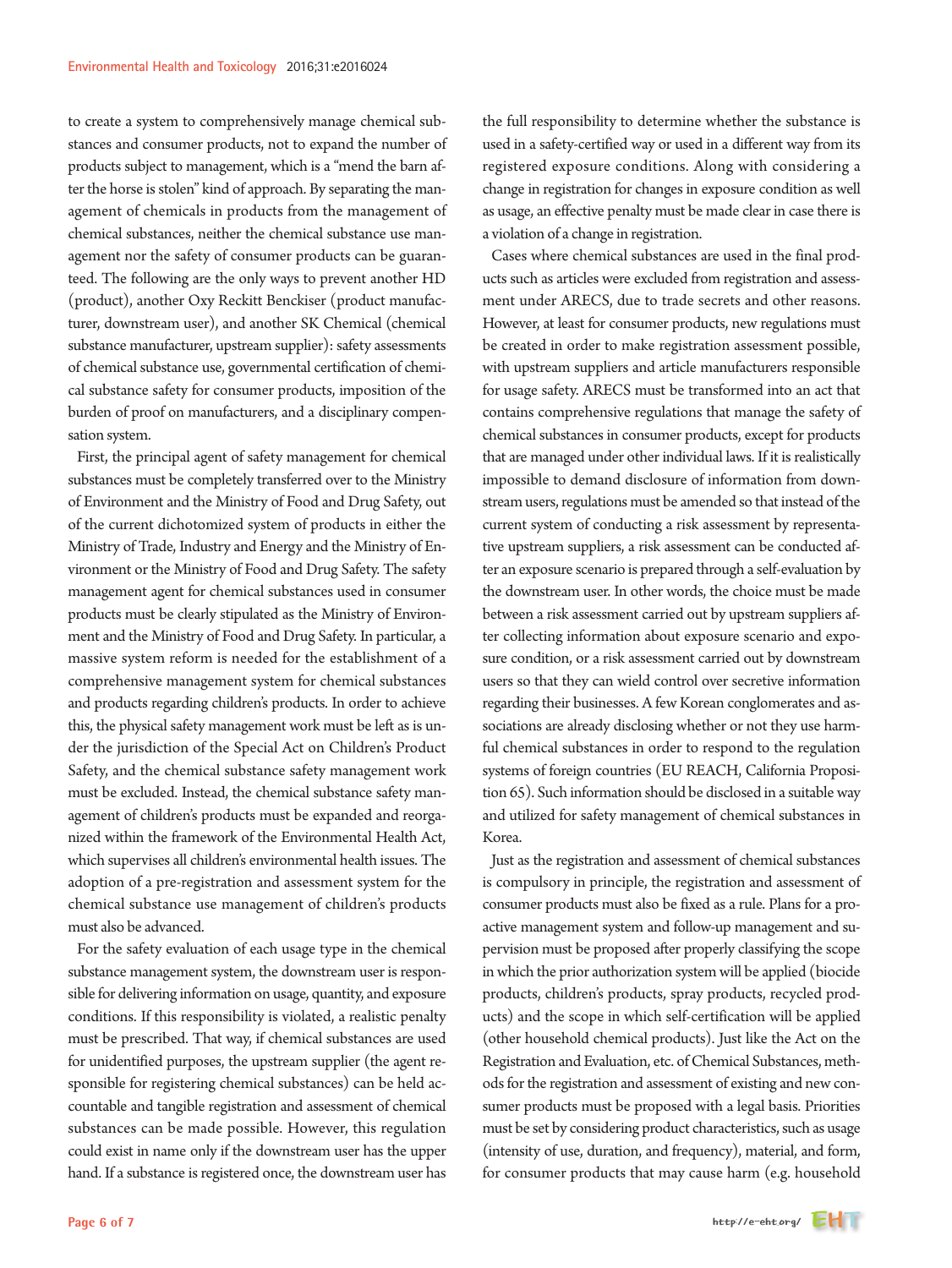to create a system to comprehensively manage chemical substances and consumer products, not to expand the number of products subject to management, which is a "mend the barn after the horse is stolen" kind of approach. By separating the management of chemicals in products from the management of chemical substances, neither the chemical substance use management nor the safety of consumer products can be guaranteed. The following are the only ways to prevent another HD (product), another Oxy Reckitt Benckiser (product manufacturer, downstream user), and another SK Chemical (chemical substance manufacturer, upstream supplier): safety assessments of chemical substance use, governmental certification of chemical substance safety for consumer products, imposition of the burden of proof on manufacturers, and a disciplinary compensation system.

First, the principal agent of safety management for chemical substances must be completely transferred over to the Ministry of Environment and the Ministry of Food and Drug Safety, out of the current dichotomized system of products in either the Ministry of Trade, Industry and Energy and the Ministry of Environment or the Ministry of Food and Drug Safety. The safety management agent for chemical substances used in consumer products must be clearly stipulated as the Ministry of Environment and the Ministry of Food and Drug Safety. In particular, a massive system reform is needed for the establishment of a comprehensive management system for chemical substances and products regarding children's products. In order to achieve this, the physical safety management work must be left as is under the jurisdiction of the Special Act on Children's Product Safety, and the chemical substance safety management work must be excluded. Instead, the chemical substance safety management of children's products must be expanded and reorganized within the framework of the Environmental Health Act, which supervises all children's environmental health issues. The adoption of a pre-registration and assessment system for the chemical substance use management of children's products must also be advanced.

For the safety evaluation of each usage type in the chemical substance management system, the downstream user is responsible for delivering information on usage, quantity, and exposure conditions. If this responsibility is violated, a realistic penalty must be prescribed. That way, if chemical substances are used for unidentified purposes, the upstream supplier (the agent responsible for registering chemical substances) can be held accountable and tangible registration and assessment of chemical substances can be made possible. However, this regulation could exist in name only if the downstream user has the upper hand. If a substance is registered once, the downstream user has the full responsibility to determine whether the substance is used in a safety-certified way or used in a different way from its registered exposure conditions. Along with considering a change in registration for changes in exposure condition as well as usage, an effective penalty must be made clear in case there is a violation of a change in registration.

Cases where chemical substances are used in the final products such as articles were excluded from registration and assessment under ARECS, due to trade secrets and other reasons. However, at least for consumer products, new regulations must be created in order to make registration assessment possible, with upstream suppliers and article manufacturers responsible for usage safety. ARECS must be transformed into an act that contains comprehensive regulations that manage the safety of chemical substances in consumer products, except for products that are managed under other individual laws. If it is realistically impossible to demand disclosure of information from downstream users, regulations must be amended so that instead of the current system of conducting a risk assessment by representative upstream suppliers, a risk assessment can be conducted after an exposure scenario is prepared through a self-evaluation by the downstream user. In other words, the choice must be made between a risk assessment carried out by upstream suppliers after collecting information about exposure scenario and exposure condition, or a risk assessment carried out by downstream users so that they can wield control over secretive information regarding their businesses. A few Korean conglomerates and associations are already disclosing whether or not they use harmful chemical substances in order to respond to the regulation systems of foreign countries (EU REACH, California Proposition 65). Such information should be disclosed in a suitable way and utilized for safety management of chemical substances in Korea.

Just as the registration and assessment of chemical substances is compulsory in principle, the registration and assessment of consumer products must also be fixed as a rule. Plans for a proactive management system and follow-up management and supervision must be proposed after properly classifying the scope in which the prior authorization system will be applied (biocide products, children's products, spray products, recycled products) and the scope in which self-certification will be applied (other household chemical products). Just like the Act on the Registration and Evaluation, etc. of Chemical Substances, methods for the registration and assessment of existing and new consumer products must be proposed with a legal basis. Priorities must be set by considering product characteristics, such as usage (intensity of use, duration, and frequency), material, and form, for consumer products that may cause harm (e.g. household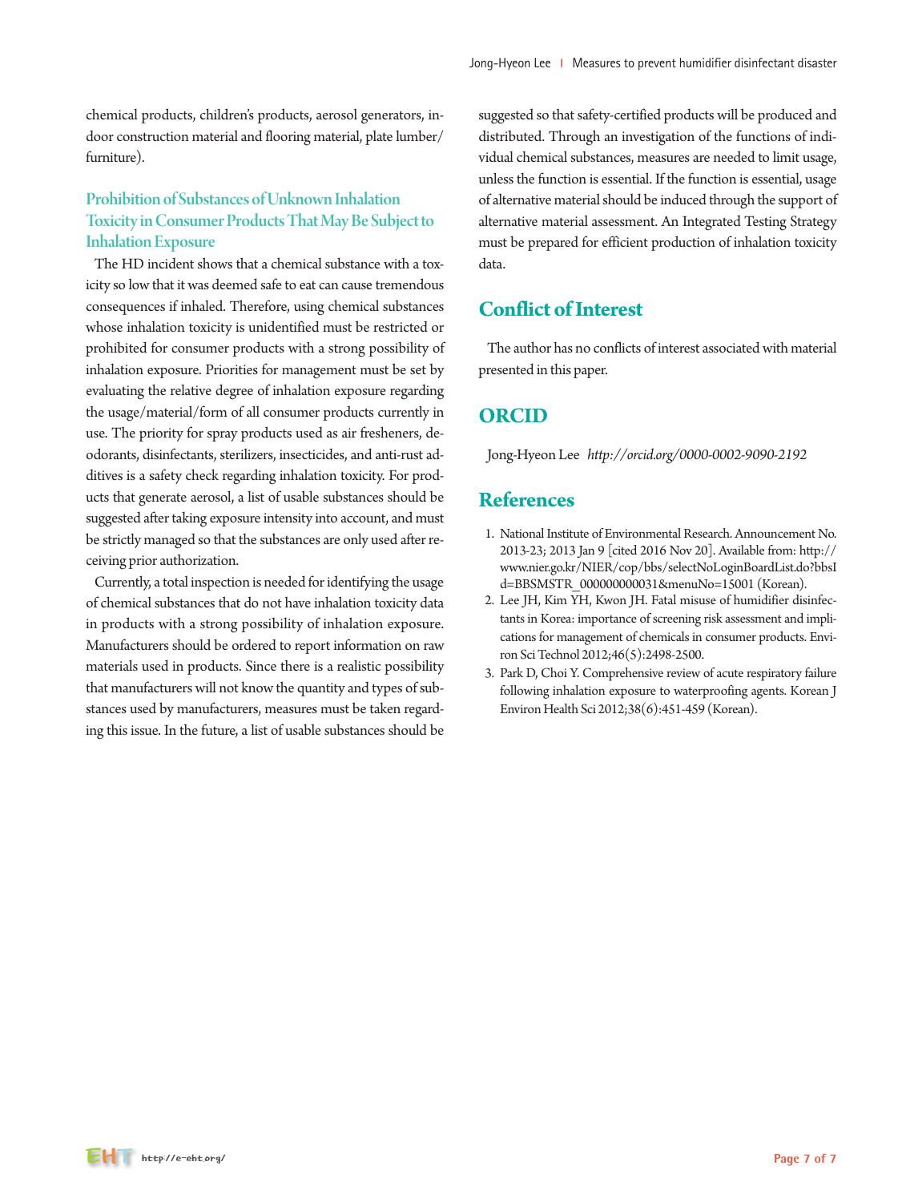chemical products, children's products, aerosol generators, indoor construction material and flooring material, plate lumber/furniture).

### Prohibition of Substances of Unknown Inhalation Toxicity in Consumer Products That May Be Subject to Inhalation Exposure

The HD incident shows that a chemical substance with a toxicity so low that it was deemed safe to eat can cause tremendous consequences if inhaled. Therefore, using chemical substances whose inhalation toxicity is unidentified must be restricted or prohibited for consumer products with a strong possibility of inhalation exposure. Priorities for management must be set by evaluating the relative degree of inhalation exposure regarding the usage/material/form of all consumer products currently in use. The priority for spray products used as air fresheners, deodorants, disinfectants, sterilizers, insecticides, and anti-rust additives is a safety check regarding inhalation toxicity. For products that generate aerosol, a list of usable substances should be suggested after taking exposure intensity into account, and must be strictly managed so that the substances are only used after receiving prior authorization.

Currently, a total inspection is needed for identifying the usage of chemical substances that do not have inhalation toxicity data in products with a strong possibility of inhalation exposure. Manufacturers should be ordered to report information on raw materials used in products. Since there is a realistic possibility that manufacturers will not know the quantity and types of substances used by manufacturers, measures must be taken regarding this issue. In the future, a list of usable substances should be suggested so that safety-certified products will be produced and distributed. Through an investigation of the functions of individual chemical substances, measures are needed to limit usage, unless the function is essential. If the function is essential, usage of alternative material should be induced through the support of alternative material assessment. An Integrated Testing Strategy must be prepared for efficient production of inhalation toxicity data.

## Conflict of Interest

The author has no conflicts of interest associated with material presented in this paper.

## ORCID

Jong-Hyeon Lee *http://orcid.org/0000-0002-9090-2192*

## References

1. National Institute of Environmental Research. Announcement No. 2013-23; 2013 Jan 9 [cited 2016 Nov 20]. Available from: http://www.nier.go.kr/NIER/cop/bbs/selectNoLoginBoardList.do?bbsId=BBSMSTR_000000000031&menuNo=15001 (Korean).
2. Lee JH, Kim YH, Kwon JH. Fatal misuse of humidifier disinfectants in Korea: importance of screening risk assessment and implications for management of chemicals in consumer products. Environ Sci Technol 2012;46(5):2498-2500.
3. Park D, Choi Y. Comprehensive review of acute respiratory failure following inhalation exposure to waterproofing agents. Korean J Environ Health Sci 2012;38(6):451-459 (Korean).